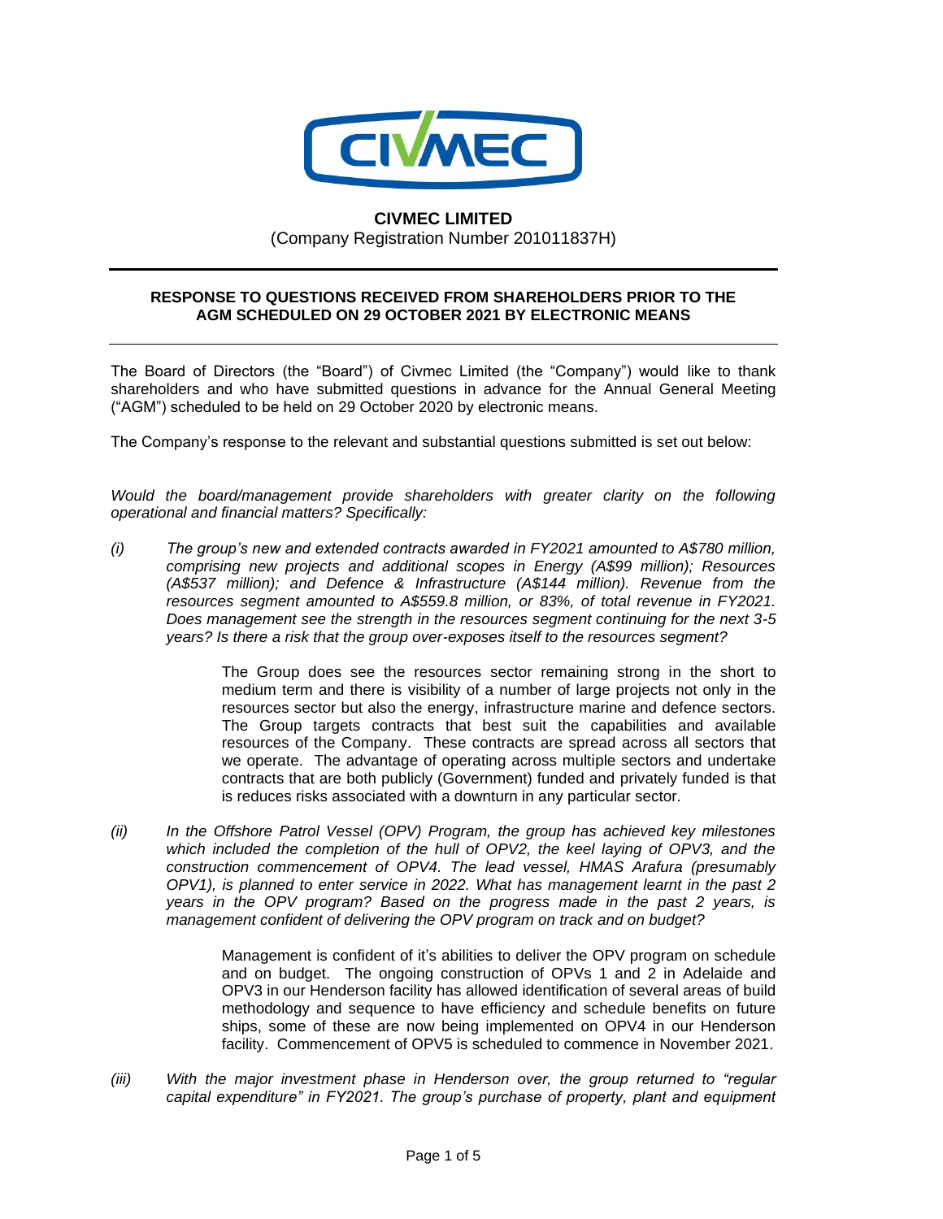# CIVMEC LIMITED

(Company Registration Number 201011837H)

## RESPONSE TO QUESTIONS RECEIVED FROM SHAREHOLDERS PRIOR TO THE AGM SCHEDULED ON 29 OCTOBER 2021 BY ELECTRONIC MEANS

The Board of Directors (the "Board") of Civmec Limited (the "Company") would like to thank shareholders and who have submitted questions in advance for the Annual General Meeting ("AGM") scheduled to be held on 29 October 2020 by electronic means.

The Company's response to the relevant and substantial questions submitted is set out below:

*Would the board/management provide shareholders with greater clarity on the following operational and financial matters? Specifically:*

*(i) The group's new and extended contracts awarded in FY2021 amounted to A$780 million, comprising new projects and additional scopes in Energy (A$99 million); Resources (A$537 million); and Defence & Infrastructure (A$144 million). Revenue from the resources segment amounted to A$559.8 million, or 83%, of total revenue in FY2021. Does management see the strength in the resources segment continuing for the next 3-5 years? Is there a risk that the group over-exposes itself to the resources segment?*

The Group does see the resources sector remaining strong in the short to medium term and there is visibility of a number of large projects not only in the resources sector but also the energy, infrastructure marine and defence sectors. The Group targets contracts that best suit the capabilities and available resources of the Company. These contracts are spread across all sectors that we operate. The advantage of operating across multiple sectors and undertake contracts that are both publicly (Government) funded and privately funded is that is reduces risks associated with a downturn in any particular sector.

*(ii) In the Offshore Patrol Vessel (OPV) Program, the group has achieved key milestones which included the completion of the hull of OPV2, the keel laying of OPV3, and the construction commencement of OPV4. The lead vessel, HMAS Arafura (presumably OPV1), is planned to enter service in 2022. What has management learnt in the past 2 years in the OPV program? Based on the progress made in the past 2 years, is management confident of delivering the OPV program on track and on budget?*

Management is confident of it's abilities to deliver the OPV program on schedule and on budget. The ongoing construction of OPVs 1 and 2 in Adelaide and OPV3 in our Henderson facility has allowed identification of several areas of build methodology and sequence to have efficiency and schedule benefits on future ships, some of these are now being implemented on OPV4 in our Henderson facility. Commencement of OPV5 is scheduled to commence in November 2021.

*(iii) With the major investment phase in Henderson over, the group returned to "regular capital expenditure" in FY2021. The group's purchase of property, plant and equipment*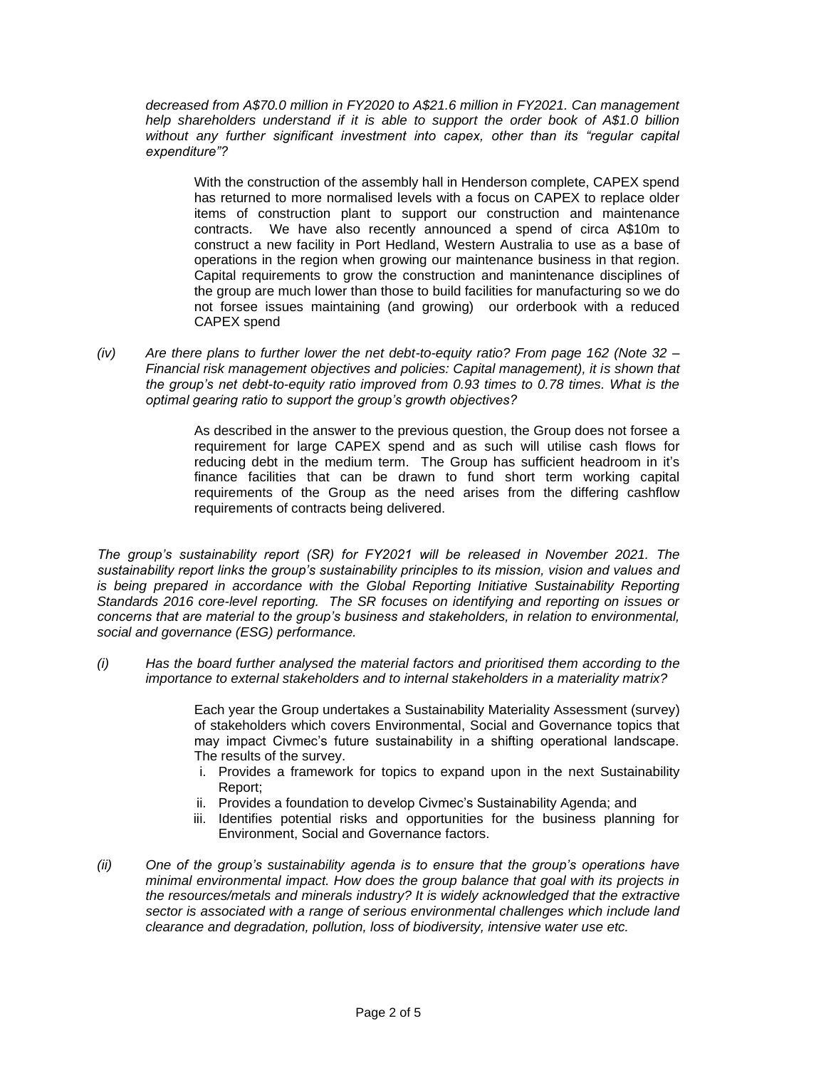*decreased from A$70.0 million in FY2020 to A$21.6 million in FY2021. Can management help shareholders understand if it is able to support the order book of A$1.0 billion without any further significant investment into capex, other than its "regular capital expenditure"?*

With the construction of the assembly hall in Henderson complete, CAPEX spend has returned to more normalised levels with a focus on CAPEX to replace older items of construction plant to support our construction and maintenance contracts. We have also recently announced a spend of circa A$10m to construct a new facility in Port Hedland, Western Australia to use as a base of operations in the region when growing our maintenance business in that region. Capital requirements to grow the construction and manintenance disciplines of the group are much lower than those to build facilities for manufacturing so we do not forsee issues maintaining (and growing) our orderbook with a reduced CAPEX spend

*(iv) Are there plans to further lower the net debt-to-equity ratio? From page 162 (Note 32 – Financial risk management objectives and policies: Capital management), it is shown that the group's net debt-to-equity ratio improved from 0.93 times to 0.78 times. What is the optimal gearing ratio to support the group's growth objectives?*

As described in the answer to the previous question, the Group does not forsee a requirement for large CAPEX spend and as such will utilise cash flows for reducing debt in the medium term. The Group has sufficient headroom in it's finance facilities that can be drawn to fund short term working capital requirements of the Group as the need arises from the differing cashflow requirements of contracts being delivered.

*The group's sustainability report (SR) for FY2021 will be released in November 2021. The sustainability report links the group's sustainability principles to its mission, vision and values and is being prepared in accordance with the Global Reporting Initiative Sustainability Reporting Standards 2016 core-level reporting. The SR focuses on identifying and reporting on issues or concerns that are material to the group's business and stakeholders, in relation to environmental, social and governance (ESG) performance.*

*(i) Has the board further analysed the material factors and prioritised them according to the importance to external stakeholders and to internal stakeholders in a materiality matrix?*

Each year the Group undertakes a Sustainability Materiality Assessment (survey) of stakeholders which covers Environmental, Social and Governance topics that may impact Civmec's future sustainability in a shifting operational landscape. The results of the survey.

i. Provides a framework for topics to expand upon in the next Sustainability Report;
ii. Provides a foundation to develop Civmec's Sustainability Agenda; and
iii. Identifies potential risks and opportunities for the business planning for Environment, Social and Governance factors.

*(ii) One of the group's sustainability agenda is to ensure that the group's operations have minimal environmental impact. How does the group balance that goal with its projects in the resources/metals and minerals industry? It is widely acknowledged that the extractive sector is associated with a range of serious environmental challenges which include land clearance and degradation, pollution, loss of biodiversity, intensive water use etc.*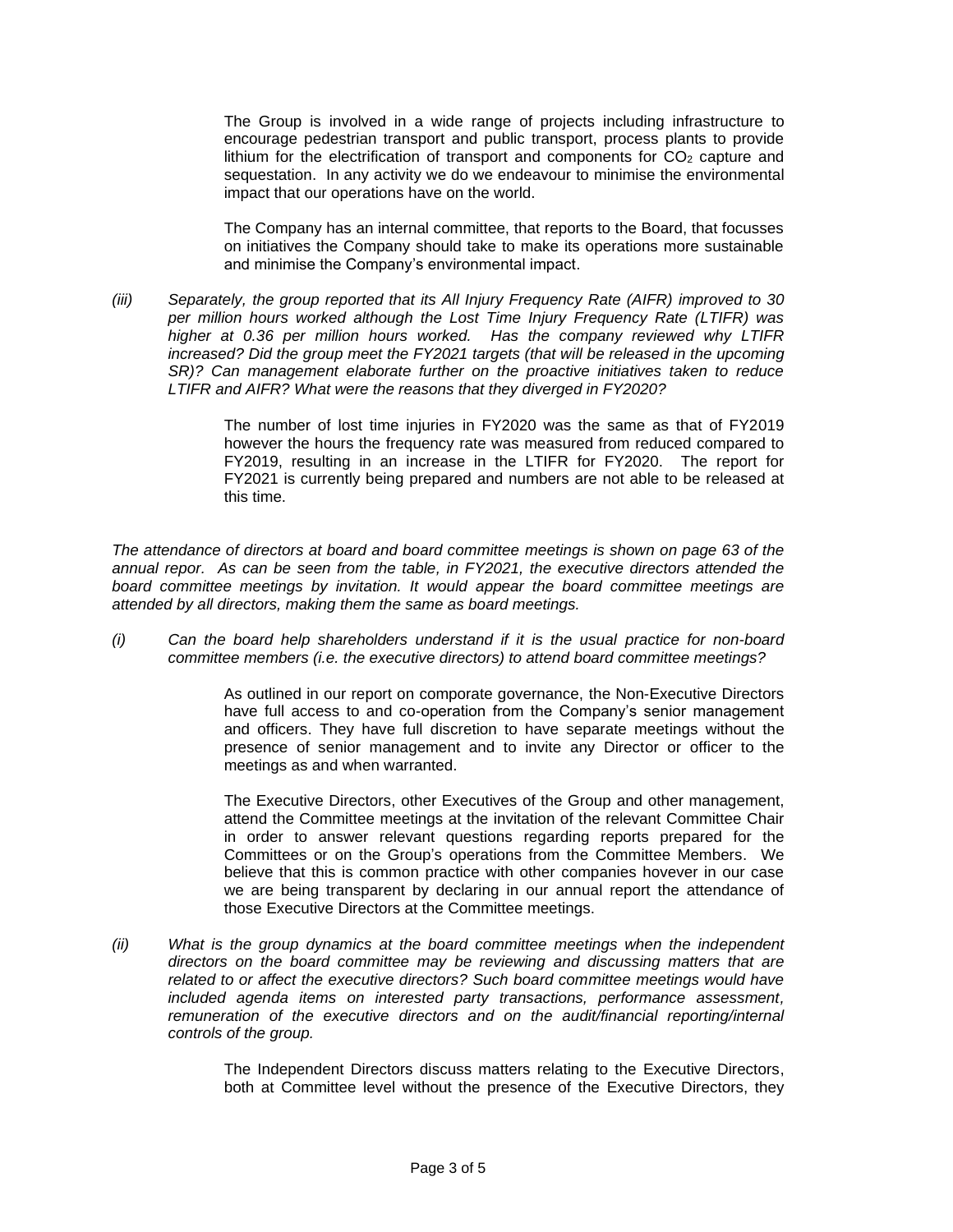The Group is involved in a wide range of projects including infrastructure to encourage pedestrian transport and public transport, process plants to provide lithium for the electrification of transport and components for $CO_2$ capture and sequestation. In any activity we do we endeavour to minimise the environmental impact that our operations have on the world.

The Company has an internal committee, that reports to the Board, that focusses on initiatives the Company should take to make its operations more sustainable and minimise the Company's environmental impact.

*(iii) Separately, the group reported that its All Injury Frequency Rate (AIFR) improved to 30 per million hours worked although the Lost Time Injury Frequency Rate (LTIFR) was higher at 0.36 per million hours worked. Has the company reviewed why LTIFR increased? Did the group meet the FY2021 targets (that will be released in the upcoming SR)? Can management elaborate further on the proactive initiatives taken to reduce LTIFR and AIFR? What were the reasons that they diverged in FY2020?*

The number of lost time injuries in FY2020 was the same as that of FY2019 however the hours the frequency rate was measured from reduced compared to FY2019, resulting in an increase in the LTIFR for FY2020. The report for FY2021 is currently being prepared and numbers are not able to be released at this time.

*The attendance of directors at board and board committee meetings is shown on page 63 of the annual repor. As can be seen from the table, in FY2021, the executive directors attended the board committee meetings by invitation. It would appear the board committee meetings are attended by all directors, making them the same as board meetings.*

*(i) Can the board help shareholders understand if it is the usual practice for non-board committee members (i.e. the executive directors) to attend board committee meetings?*

As outlined in our report on comporate governance, the Non-Executive Directors have full access to and co-operation from the Company's senior management and officers. They have full discretion to have separate meetings without the presence of senior management and to invite any Director or officer to the meetings as and when warranted.

The Executive Directors, other Executives of the Group and other management, attend the Committee meetings at the invitation of the relevant Committee Chair in order to answer relevant questions regarding reports prepared for the Committees or on the Group's operations from the Committee Members. We believe that this is common practice with other companies hovever in our case we are being transparent by declaring in our annual report the attendance of those Executive Directors at the Committee meetings.

*(ii) What is the group dynamics at the board committee meetings when the independent directors on the board committee may be reviewing and discussing matters that are related to or affect the executive directors? Such board committee meetings would have included agenda items on interested party transactions, performance assessment, remuneration of the executive directors and on the audit/financial reporting/internal controls of the group.*

The Independent Directors discuss matters relating to the Executive Directors, both at Committee level without the presence of the Executive Directors, they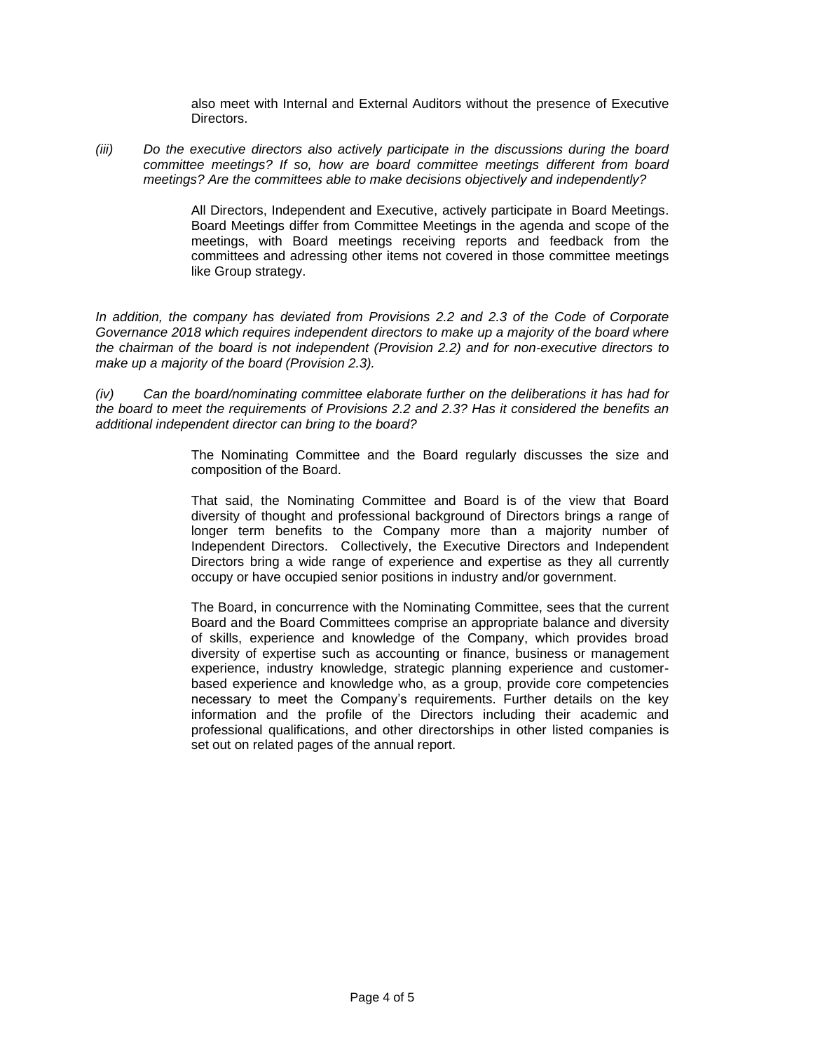also meet with Internal and External Auditors without the presence of Executive Directors.

*(iii) Do the executive directors also actively participate in the discussions during the board committee meetings? If so, how are board committee meetings different from board meetings? Are the committees able to make decisions objectively and independently?*

All Directors, Independent and Executive, actively participate in Board Meetings. Board Meetings differ from Committee Meetings in the agenda and scope of the meetings, with Board meetings receiving reports and feedback from the committees and adressing other items not covered in those committee meetings like Group strategy.

*In addition, the company has deviated from Provisions 2.2 and 2.3 of the Code of Corporate Governance 2018 which requires independent directors to make up a majority of the board where the chairman of the board is not independent (Provision 2.2) and for non-executive directors to make up a majority of the board (Provision 2.3).*

*(iv) Can the board/nominating committee elaborate further on the deliberations it has had for the board to meet the requirements of Provisions 2.2 and 2.3? Has it considered the benefits an additional independent director can bring to the board?*

The Nominating Committee and the Board regularly discusses the size and composition of the Board.

That said, the Nominating Committee and Board is of the view that Board diversity of thought and professional background of Directors brings a range of longer term benefits to the Company more than a majority number of Independent Directors. Collectively, the Executive Directors and Independent Directors bring a wide range of experience and expertise as they all currently occupy or have occupied senior positions in industry and/or government.

The Board, in concurrence with the Nominating Committee, sees that the current Board and the Board Committees comprise an appropriate balance and diversity of skills, experience and knowledge of the Company, which provides broad diversity of expertise such as accounting or finance, business or management experience, industry knowledge, strategic planning experience and customer-based experience and knowledge who, as a group, provide core competencies necessary to meet the Company's requirements. Further details on the key information and the profile of the Directors including their academic and professional qualifications, and other directorships in other listed companies is set out on related pages of the annual report.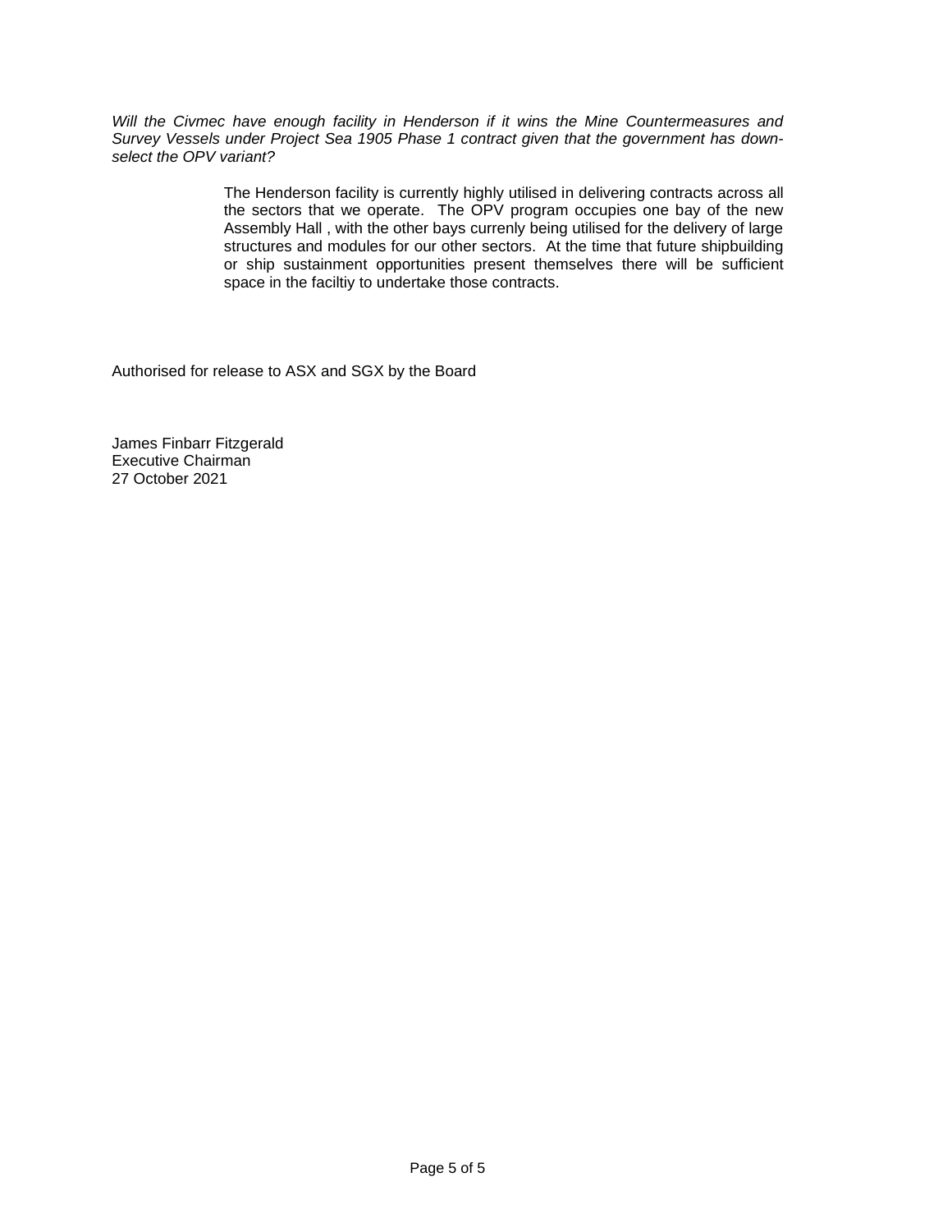*Will the Civmec have enough facility in Henderson if it wins the Mine Countermeasures and Survey Vessels under Project Sea 1905 Phase 1 contract given that the government has down-select the OPV variant?*

> The Henderson facility is currently highly utilised in delivering contracts across all the sectors that we operate. The OPV program occupies one bay of the new Assembly Hall , with the other bays currenly being utilised for the delivery of large structures and modules for our other sectors. At the time that future shipbuilding or ship sustainment opportunities present themselves there will be sufficient space in the faciltiy to undertake those contracts.

Authorised for release to ASX and SGX by the Board

James Finbarr Fitzgerald
Executive Chairman
27 October 2021